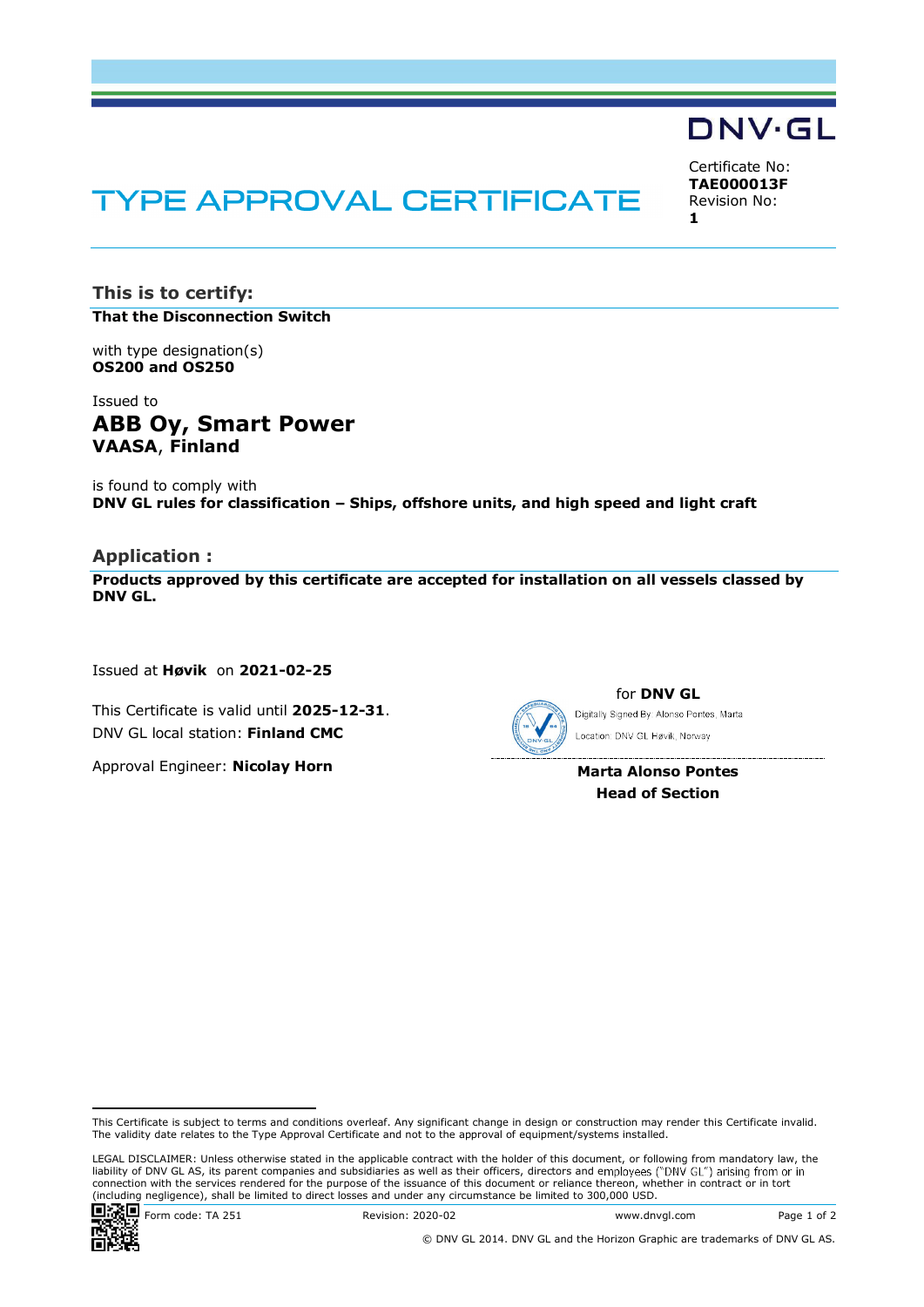DNV·GL

# TYPE APPROVAL CERTIFICATE

Certificate No:
**TAE000013F**
Revision No:
**1**

## This is to certify:

**That the Disconnection Switch**

with type designation(s)
**OS200 and OS250**

Issued to
## ABB Oy, Smart Power
**VAASA**, **Finland**

is found to comply with
**DNV GL rules for classification – Ships, offshore units, and high speed and light craft**

## Application :

**Products approved by this certificate are accepted for installation on all vessels classed by DNV GL.**

Issued at **Høvik** on **2021-02-25**

This Certificate is valid until **2025-12-31**.
DNV GL local station: **Finland CMC**

Approval Engineer: **Nicolay Horn**

for **DNV GL**

Digitally Signed By: Alonso Pontes, Marta
Location: DNV GL Høvik, Norway

**Marta Alonso Pontes**
**Head of Section**

This Certificate is subject to terms and conditions overleaf. Any significant change in design or construction may render this Certificate invalid. The validity date relates to the Type Approval Certificate and not to the approval of equipment/systems installed.

LEGAL DISCLAIMER: Unless otherwise stated in the applicable contract with the holder of this document, or following from mandatory law, the liability of DNV GL AS, its parent companies and subsidiaries as well as their officers, directors and employees ("DNV GL") arising from or in connection with the services rendered for the purpose of the issuance of this document or reliance thereon, whether in contract or in tort (including negligence), shall be limited to direct losses and under any circumstance be limited to 300,000 USD.

Form code: TA 251 Revision: 2020-02 www.dnvgl.com

© DNV GL 2014. DNV GL and the Horizon Graphic are trademarks of DNV GL AS.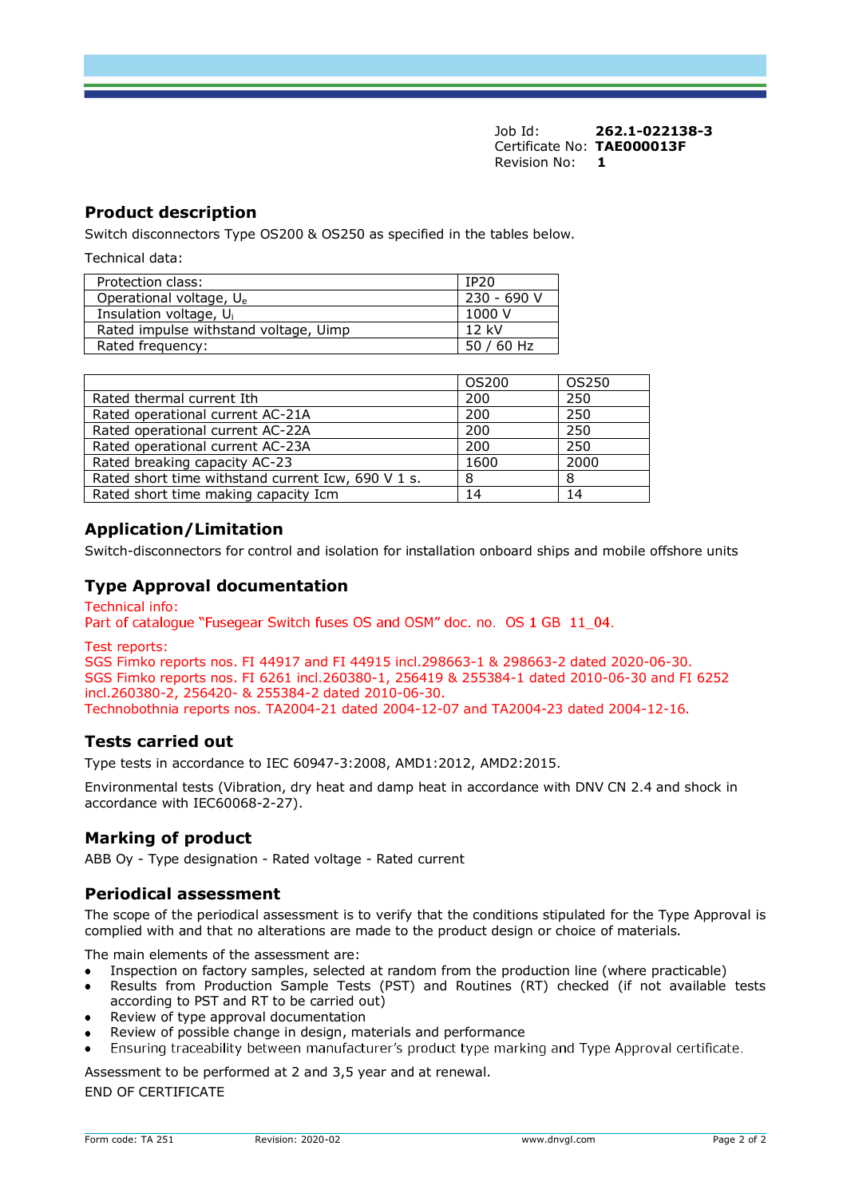Job Id: **262.1-022138-3**
Certificate No: **TAE000013F**
Revision No: **1**

## Product description

Switch disconnectors Type OS200 & OS250 as specified in the tables below.

Technical data:

| | |
|---|---|
| Protection class: | IP20 |
| Operational voltage, $U_e$ | 230 - 690 V |
| Insulation voltage, $U_i$ | 1000 V |
| Rated impulse withstand voltage, Uimp | 12 kV |
| Rated frequency: | 50 / 60 Hz |

| | OS200 | OS250 |
|---|---|---|
| Rated thermal current Ith | 200 | 250 |
| Rated operational current AC-21A | 200 | 250 |
| Rated operational current AC-22A | 200 | 250 |
| Rated operational current AC-23A | 200 | 250 |
| Rated breaking capacity AC-23 | 1600 | 2000 |
| Rated short time withstand current Icw, 690 V 1 s. | 8 | 8 |
| Rated short time making capacity Icm | 14 | 14 |

## Application/Limitation

Switch-disconnectors for control and isolation for installation onboard ships and mobile offshore units

## Type Approval documentation

Technical info:
Part of catalogue "Fusegear Switch fuses OS and OSM" doc. no. OS 1 GB 11_04.

Test reports:
SGS Fimko reports nos. FI 44917 and FI 44915 incl.298663-1 & 298663-2 dated 2020-06-30.
SGS Fimko reports nos. FI 6261 incl.260380-1, 256419 & 255384-1 dated 2010-06-30 and FI 6252 incl.260380-2, 256420- & 255384-2 dated 2010-06-30.
Technobothnia reports nos. TA2004-21 dated 2004-12-07 and TA2004-23 dated 2004-12-16.

## Tests carried out

Type tests in accordance to IEC 60947-3:2008, AMD1:2012, AMD2:2015.

Environmental tests (Vibration, dry heat and damp heat in accordance with DNV CN 2.4 and shock in accordance with IEC60068-2-27).

## Marking of product

ABB Oy - Type designation - Rated voltage - Rated current

## Periodical assessment

The scope of the periodical assessment is to verify that the conditions stipulated for the Type Approval is complied with and that no alterations are made to the product design or choice of materials.

The main elements of the assessment are:

- Inspection on factory samples, selected at random from the production line (where practicable)
- Results from Production Sample Tests (PST) and Routines (RT) checked (if not available tests according to PST and RT to be carried out)
- Review of type approval documentation
- Review of possible change in design, materials and performance
- Ensuring traceability between manufacturer's product type marking and Type Approval certificate.

Assessment to be performed at 2 and 3,5 year and at renewal.

END OF CERTIFICATE